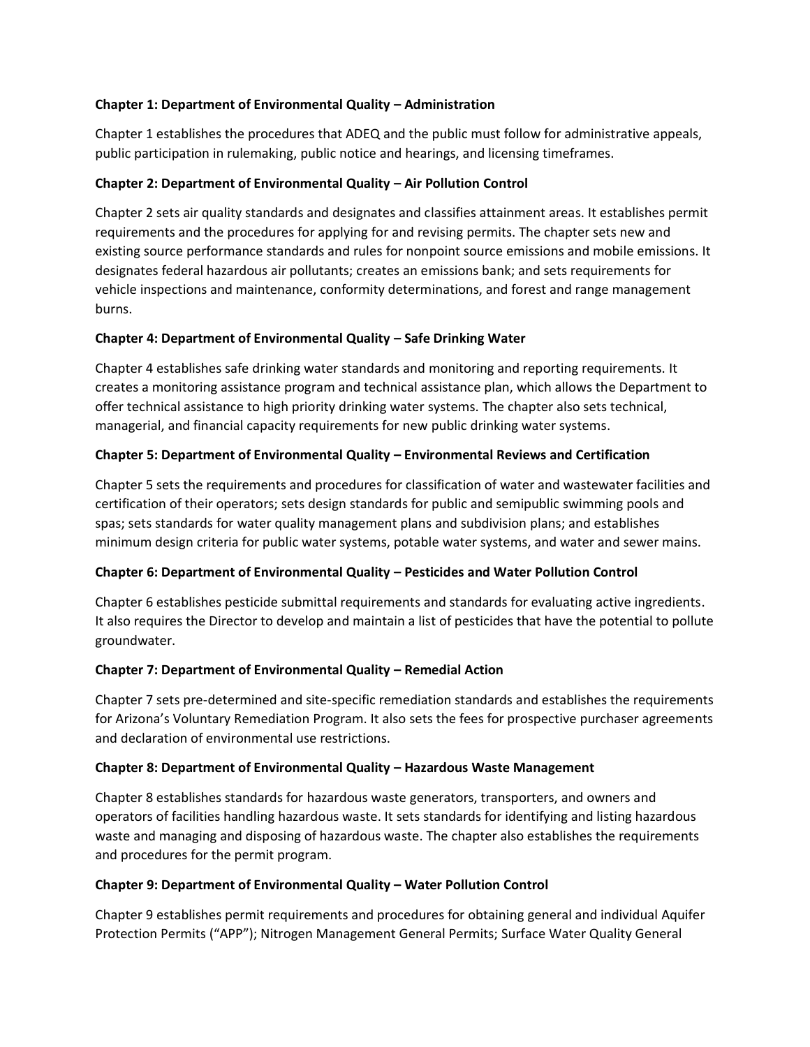**Chapter 1: Department of Environmental Quality – Administration**

Chapter 1 establishes the procedures that ADEQ and the public must follow for administrative appeals, public participation in rulemaking, public notice and hearings, and licensing timeframes.

**Chapter 2: Department of Environmental Quality – Air Pollution Control**

Chapter 2 sets air quality standards and designates and classifies attainment areas. It establishes permit requirements and the procedures for applying for and revising permits. The chapter sets new and existing source performance standards and rules for nonpoint source emissions and mobile emissions. It designates federal hazardous air pollutants; creates an emissions bank; and sets requirements for vehicle inspections and maintenance, conformity determinations, and forest and range management burns.

**Chapter 4: Department of Environmental Quality – Safe Drinking Water**

Chapter 4 establishes safe drinking water standards and monitoring and reporting requirements. It creates a monitoring assistance program and technical assistance plan, which allows the Department to offer technical assistance to high priority drinking water systems. The chapter also sets technical, managerial, and financial capacity requirements for new public drinking water systems.

**Chapter 5: Department of Environmental Quality – Environmental Reviews and Certification**

Chapter 5 sets the requirements and procedures for classification of water and wastewater facilities and certification of their operators; sets design standards for public and semipublic swimming pools and spas; sets standards for water quality management plans and subdivision plans; and establishes minimum design criteria for public water systems, potable water systems, and water and sewer mains.

**Chapter 6: Department of Environmental Quality – Pesticides and Water Pollution Control**

Chapter 6 establishes pesticide submittal requirements and standards for evaluating active ingredients. It also requires the Director to develop and maintain a list of pesticides that have the potential to pollute groundwater.

**Chapter 7: Department of Environmental Quality – Remedial Action**

Chapter 7 sets pre-determined and site-specific remediation standards and establishes the requirements for Arizona's Voluntary Remediation Program. It also sets the fees for prospective purchaser agreements and declaration of environmental use restrictions.

**Chapter 8: Department of Environmental Quality – Hazardous Waste Management**

Chapter 8 establishes standards for hazardous waste generators, transporters, and owners and operators of facilities handling hazardous waste. It sets standards for identifying and listing hazardous waste and managing and disposing of hazardous waste. The chapter also establishes the requirements and procedures for the permit program.

**Chapter 9: Department of Environmental Quality – Water Pollution Control**

Chapter 9 establishes permit requirements and procedures for obtaining general and individual Aquifer Protection Permits ("APP"); Nitrogen Management General Permits; Surface Water Quality General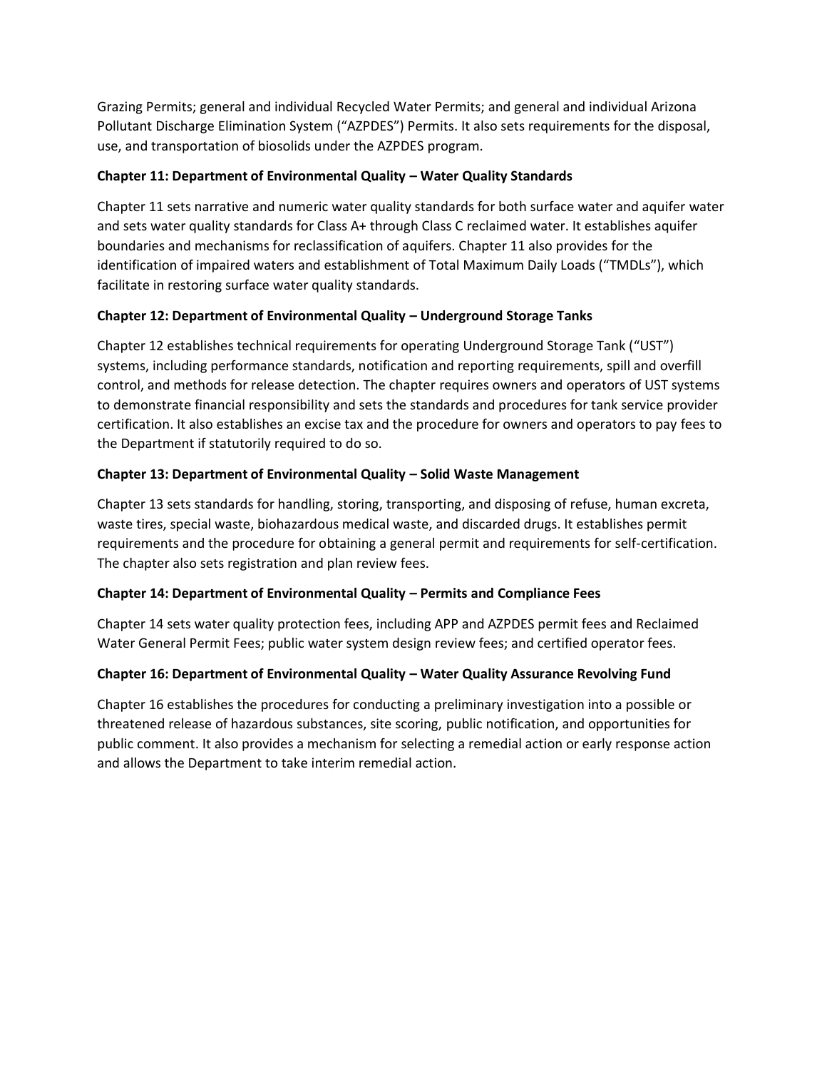Grazing Permits; general and individual Recycled Water Permits; and general and individual Arizona Pollutant Discharge Elimination System ("AZPDES") Permits. It also sets requirements for the disposal, use, and transportation of biosolids under the AZPDES program.

**Chapter 11: Department of Environmental Quality – Water Quality Standards**

Chapter 11 sets narrative and numeric water quality standards for both surface water and aquifer water and sets water quality standards for Class A+ through Class C reclaimed water. It establishes aquifer boundaries and mechanisms for reclassification of aquifers. Chapter 11 also provides for the identification of impaired waters and establishment of Total Maximum Daily Loads ("TMDLs"), which facilitate in restoring surface water quality standards.

**Chapter 12: Department of Environmental Quality – Underground Storage Tanks**

Chapter 12 establishes technical requirements for operating Underground Storage Tank ("UST") systems, including performance standards, notification and reporting requirements, spill and overfill control, and methods for release detection. The chapter requires owners and operators of UST systems to demonstrate financial responsibility and sets the standards and procedures for tank service provider certification. It also establishes an excise tax and the procedure for owners and operators to pay fees to the Department if statutorily required to do so.

**Chapter 13: Department of Environmental Quality – Solid Waste Management**

Chapter 13 sets standards for handling, storing, transporting, and disposing of refuse, human excreta, waste tires, special waste, biohazardous medical waste, and discarded drugs. It establishes permit requirements and the procedure for obtaining a general permit and requirements for self-certification. The chapter also sets registration and plan review fees.

**Chapter 14: Department of Environmental Quality – Permits and Compliance Fees**

Chapter 14 sets water quality protection fees, including APP and AZPDES permit fees and Reclaimed Water General Permit Fees; public water system design review fees; and certified operator fees.

**Chapter 16: Department of Environmental Quality – Water Quality Assurance Revolving Fund**

Chapter 16 establishes the procedures for conducting a preliminary investigation into a possible or threatened release of hazardous substances, site scoring, public notification, and opportunities for public comment. It also provides a mechanism for selecting a remedial action or early response action and allows the Department to take interim remedial action.